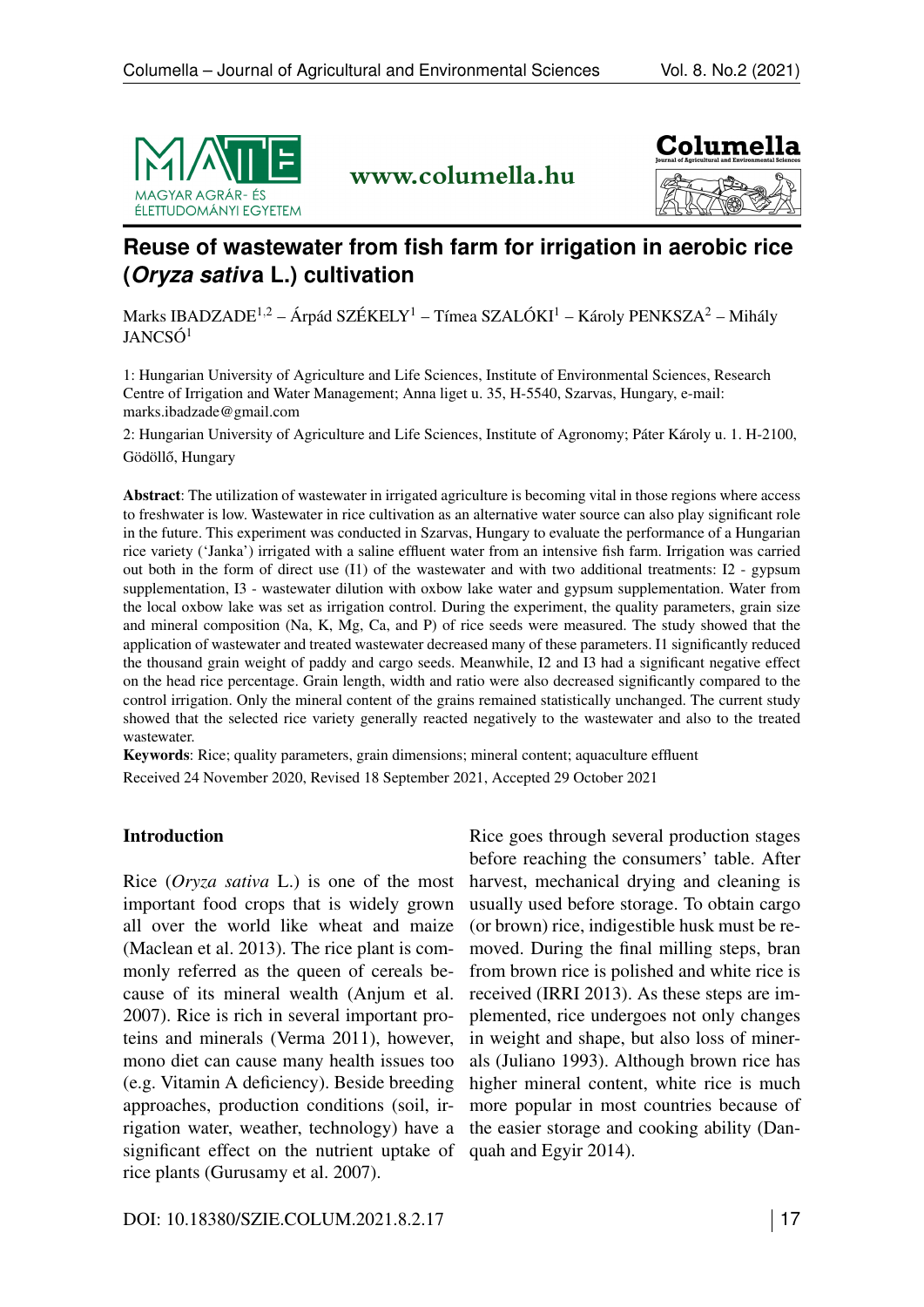# Reuse of wastewater from fish farm for irrigation in aerobic rice (*Oryza sativa* L.) cultivation

Marks IBADZADE[1,2] – Árpád SZÉKELY[1] – Tímea SZALÓKI[1] – Károly PENKSZA[2] – Mihály JANCSÓ[1]

1: Hungarian University of Agriculture and Life Sciences, Institute of Environmental Sciences, Research Centre of Irrigation and Water Management; Anna liget u. 35, H-5540, Szarvas, Hungary, e-mail: marks.ibadzade@gmail.com

2: Hungarian University of Agriculture and Life Sciences, Institute of Agronomy; Páter Károly u. 1. H-2100, Gödöllő, Hungary

**Abstract**: The utilization of wastewater in irrigated agriculture is becoming vital in those regions where access to freshwater is low. Wastewater in rice cultivation as an alternative water source can also play significant role in the future. This experiment was conducted in Szarvas, Hungary to evaluate the performance of a Hungarian rice variety ('Janka') irrigated with a saline effluent water from an intensive fish farm. Irrigation was carried out both in the form of direct use (I1) of the wastewater and with two additional treatments: I2 - gypsum supplementation, I3 - wastewater dilution with oxbow lake water and gypsum supplementation. Water from the local oxbow lake was set as irrigation control. During the experiment, the quality parameters, grain size and mineral composition (Na, K, Mg, Ca, and P) of rice seeds were measured. The study showed that the application of wastewater and treated wastewater decreased many of these parameters. I1 significantly reduced the thousand grain weight of paddy and cargo seeds. Meanwhile, I2 and I3 had a significant negative effect on the head rice percentage. Grain length, width and ratio were also decreased significantly compared to the control irrigation. Only the mineral content of the grains remained statistically unchanged. The current study showed that the selected rice variety generally reacted negatively to the wastewater and also to the treated wastewater.

**Keywords**: Rice; quality parameters, grain dimensions; mineral content; aquaculture effluent

Received 24 November 2020, Revised 18 September 2021, Accepted 29 October 2021

## Introduction

Rice (*Oryza sativa* L.) is one of the most important food crops that is widely grown all over the world like wheat and maize (Maclean et al. 2013). The rice plant is commonly referred as the queen of cereals because of its mineral wealth (Anjum et al. 2007). Rice is rich in several important proteins and minerals (Verma 2011), however, mono diet can cause many health issues too (e.g. Vitamin A deficiency). Beside breeding approaches, production conditions (soil, irrigation water, weather, technology) have a significant effect on the nutrient uptake of rice plants (Gurusamy et al. 2007).

Rice goes through several production stages before reaching the consumers' table. After harvest, mechanical drying and cleaning is usually used before storage. To obtain cargo (or brown) rice, indigestible husk must be removed. During the final milling steps, bran from brown rice is polished and white rice is received (IRRI 2013). As these steps are implemented, rice undergoes not only changes in weight and shape, but also loss of minerals (Juliano 1993). Although brown rice has higher mineral content, white rice is much more popular in most countries because of the easier storage and cooking ability (Danquah and Egyir 2014).

DOI: 10.18380/SZIE.COLUM.2021.8.2.17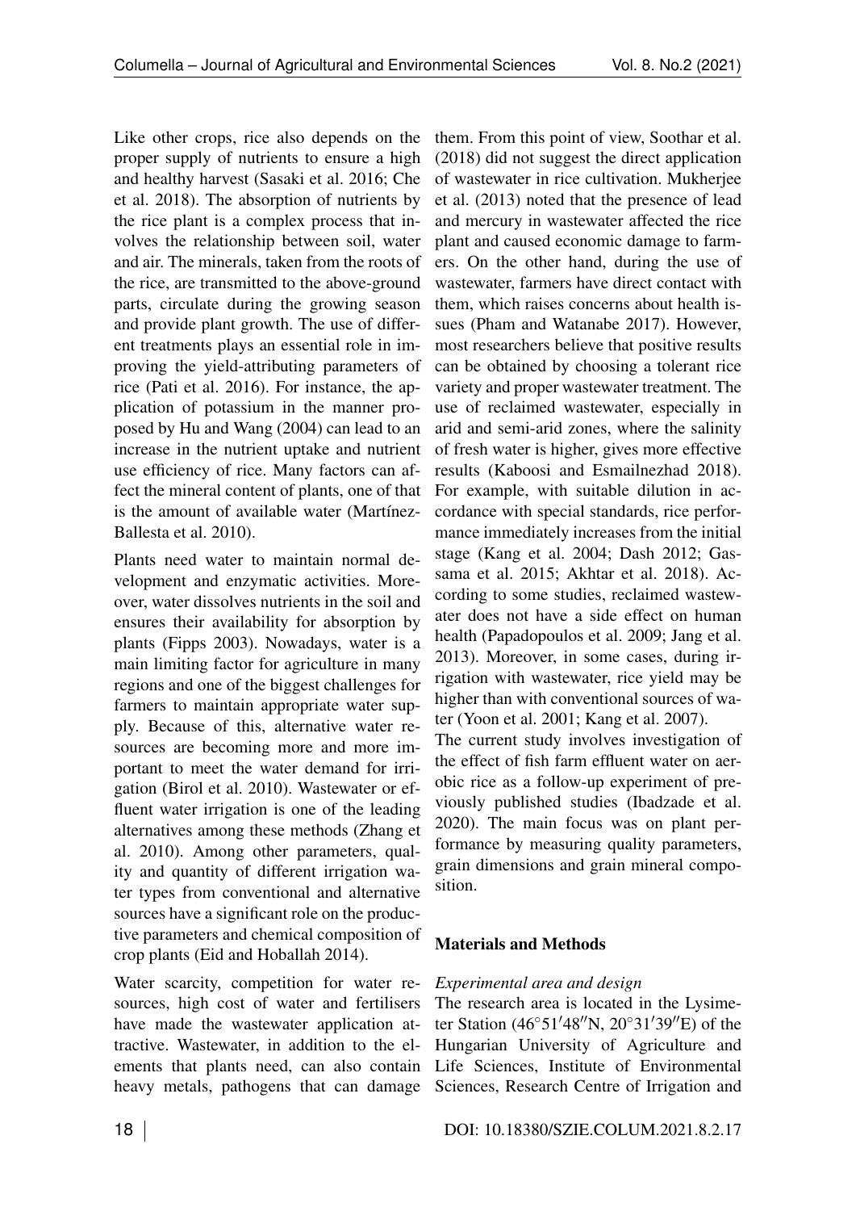Like other crops, rice also depends on the proper supply of nutrients to ensure a high and healthy harvest (Sasaki et al. 2016; Che et al. 2018). The absorption of nutrients by the rice plant is a complex process that involves the relationship between soil, water and air. The minerals, taken from the roots of the rice, are transmitted to the above-ground parts, circulate during the growing season and provide plant growth. The use of different treatments plays an essential role in improving the yield-attributing parameters of rice (Pati et al. 2016). For instance, the application of potassium in the manner proposed by Hu and Wang (2004) can lead to an increase in the nutrient uptake and nutrient use efficiency of rice. Many factors can affect the mineral content of plants, one of that is the amount of available water (Martínez-Ballesta et al. 2010).

Plants need water to maintain normal development and enzymatic activities. Moreover, water dissolves nutrients in the soil and ensures their availability for absorption by plants (Fipps 2003). Nowadays, water is a main limiting factor for agriculture in many regions and one of the biggest challenges for farmers to maintain appropriate water supply. Because of this, alternative water resources are becoming more and more important to meet the water demand for irrigation (Birol et al. 2010). Wastewater or effluent water irrigation is one of the leading alternatives among these methods (Zhang et al. 2010). Among other parameters, quality and quantity of different irrigation water types from conventional and alternative sources have a significant role on the productive parameters and chemical composition of crop plants (Eid and Hoballah 2014).

Water scarcity, competition for water resources, high cost of water and fertilisers have made the wastewater application attractive. Wastewater, in addition to the elements that plants need, can also contain heavy metals, pathogens that can damage them. From this point of view, Soothar et al. (2018) did not suggest the direct application of wastewater in rice cultivation. Mukherjee et al. (2013) noted that the presence of lead and mercury in wastewater affected the rice plant and caused economic damage to farmers. On the other hand, during the use of wastewater, farmers have direct contact with them, which raises concerns about health issues (Pham and Watanabe 2017). However, most researchers believe that positive results can be obtained by choosing a tolerant rice variety and proper wastewater treatment. The use of reclaimed wastewater, especially in arid and semi-arid zones, where the salinity of fresh water is higher, gives more effective results (Kaboosi and Esmailnezhad 2018). For example, with suitable dilution in accordance with special standards, rice performance immediately increases from the initial stage (Kang et al. 2004; Dash 2012; Gassama et al. 2015; Akhtar et al. 2018). According to some studies, reclaimed wastewater does not have a side effect on human health (Papadopoulos et al. 2009; Jang et al. 2013). Moreover, in some cases, during irrigation with wastewater, rice yield may be higher than with conventional sources of water (Yoon et al. 2001; Kang et al. 2007).

The current study involves investigation of the effect of fish farm effluent water on aerobic rice as a follow-up experiment of previously published studies (Ibadzade et al. 2020). The main focus was on plant performance by measuring quality parameters, grain dimensions and grain mineral composition.

## Materials and Methods

### *Experimental area and design*

The research area is located in the Lysimeter Station (46°51′48″N, 20°31′39″E) of the Hungarian University of Agriculture and Life Sciences, Institute of Environmental Sciences, Research Centre of Irrigation and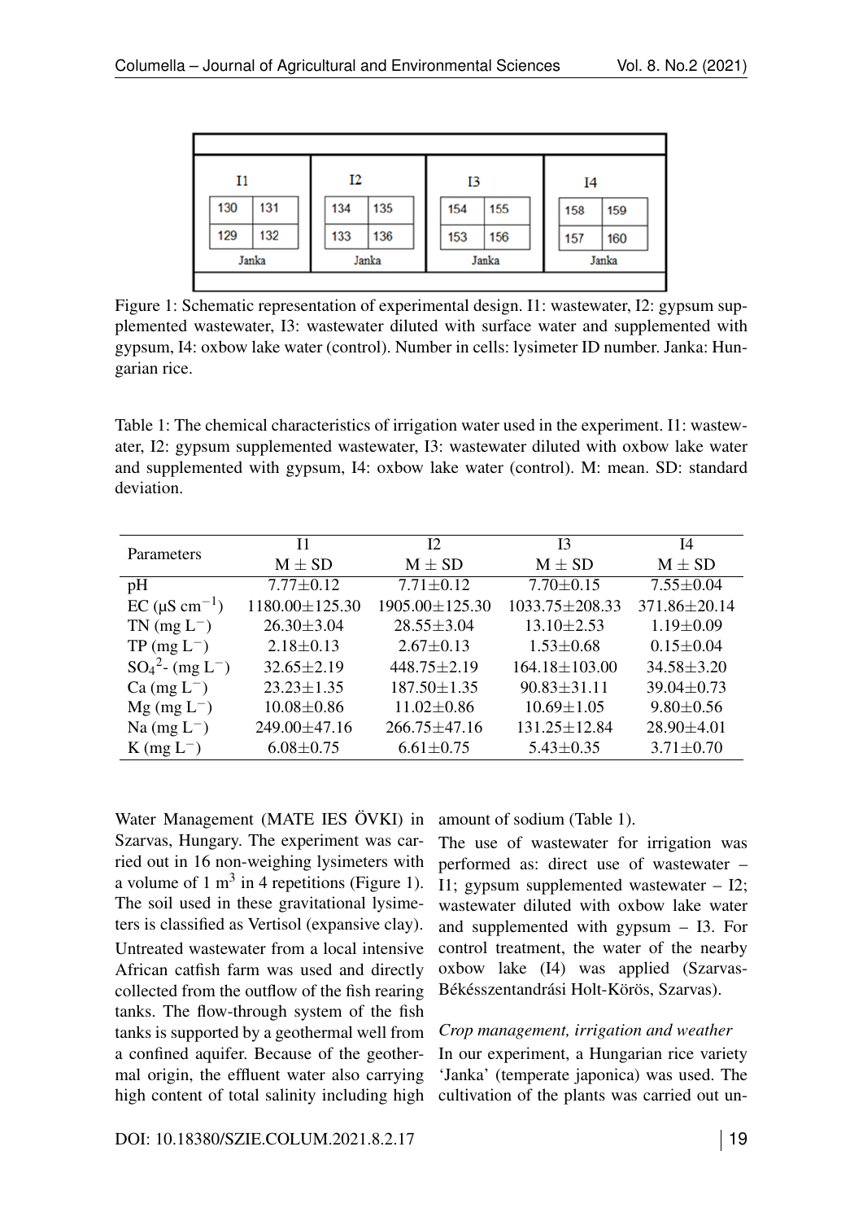| I1 | | I2 | | I3 | | I4 | |
|---|---|---|---|---|---|---|---|
| 130 | 131 | 134 | 135 | 154 | 155 | 158 | 159 |
| 129 | 132 | 133 | 136 | 153 | 156 | 157 | 160 |
| Janka | | Janka | | Janka | | Janka | |

Figure 1: Schematic representation of experimental design. I1: wastewater, I2: gypsum supplemented wastewater, I3: wastewater diluted with surface water and supplemented with gypsum, I4: oxbow lake water (control). Number in cells: lysimeter ID number. Janka: Hungarian rice.

Table 1: The chemical characteristics of irrigation water used in the experiment. I1: wastewater, I2: gypsum supplemented wastewater, I3: wastewater diluted with oxbow lake water and supplemented with gypsum, I4: oxbow lake water (control). M: mean. SD: standard deviation.

| Parameters | I1 | I2 | I3 | I4 |
|---|---|---|---|---|
| | M ± SD | M ± SD | M ± SD | M ± SD |
| pH | 7.77±0.12 | 7.71±0.12 | 7.70±0.15 | 7.55±0.04 |
| EC (μS $cm^{-1}$) | 1180.00±125.30 | 1905.00±125.30 | 1033.75±208.33 | 371.86±20.14 |
| TN (mg $L^{-}$) | 26.30±3.04 | 28.55±3.04 | 13.10±2.53 | 1.19±0.09 |
| TP (mg $L^{-}$) | 2.18±0.13 | 2.67±0.13 | 1.53±0.68 | 0.15±0.04 |
| $SO_4^{2-}$ (mg $L^{-}$) | 32.65±2.19 | 448.75±2.19 | 164.18±103.00 | 34.58±3.20 |
| Ca (mg $L^{-}$) | 23.23±1.35 | 187.50±1.35 | 90.83±31.11 | 39.04±0.73 |
| Mg (mg $L^{-}$) | 10.08±0.86 | 11.02±0.86 | 10.69±1.05 | 9.80±0.56 |
| Na (mg $L^{-}$) | 249.00±47.16 | 266.75±47.16 | 131.25±12.84 | 28.90±4.01 |
| K (mg $L^{-}$) | 6.08±0.75 | 6.61±0.75 | 5.43±0.35 | 3.71±0.70 |

Water Management (MATE IES ÖVKI) in Szarvas, Hungary. The experiment was carried out in 16 non-weighing lysimeters with a volume of 1 $m^3$ in 4 repetitions (Figure 1). The soil used in these gravitational lysimeters is classified as Vertisol (expansive clay). Untreated wastewater from a local intensive African catfish farm was used and directly collected from the outflow of the fish rearing tanks. The flow-through system of the fish tanks is supported by a geothermal well from a confined aquifer. Because of the geothermal origin, the effluent water also carrying high content of total salinity including high amount of sodium (Table 1).

The use of wastewater for irrigation was performed as: direct use of wastewater – I1; gypsum supplemented wastewater – I2; wastewater diluted with oxbow lake water and supplemented with gypsum – I3. For control treatment, the water of the nearby oxbow lake (I4) was applied (Szarvas-Békésszentandrási Holt-Körös, Szarvas).

*Crop management, irrigation and weather*

In our experiment, a Hungarian rice variety 'Janka' (temperate japonica) was used. The cultivation of the plants was carried out un-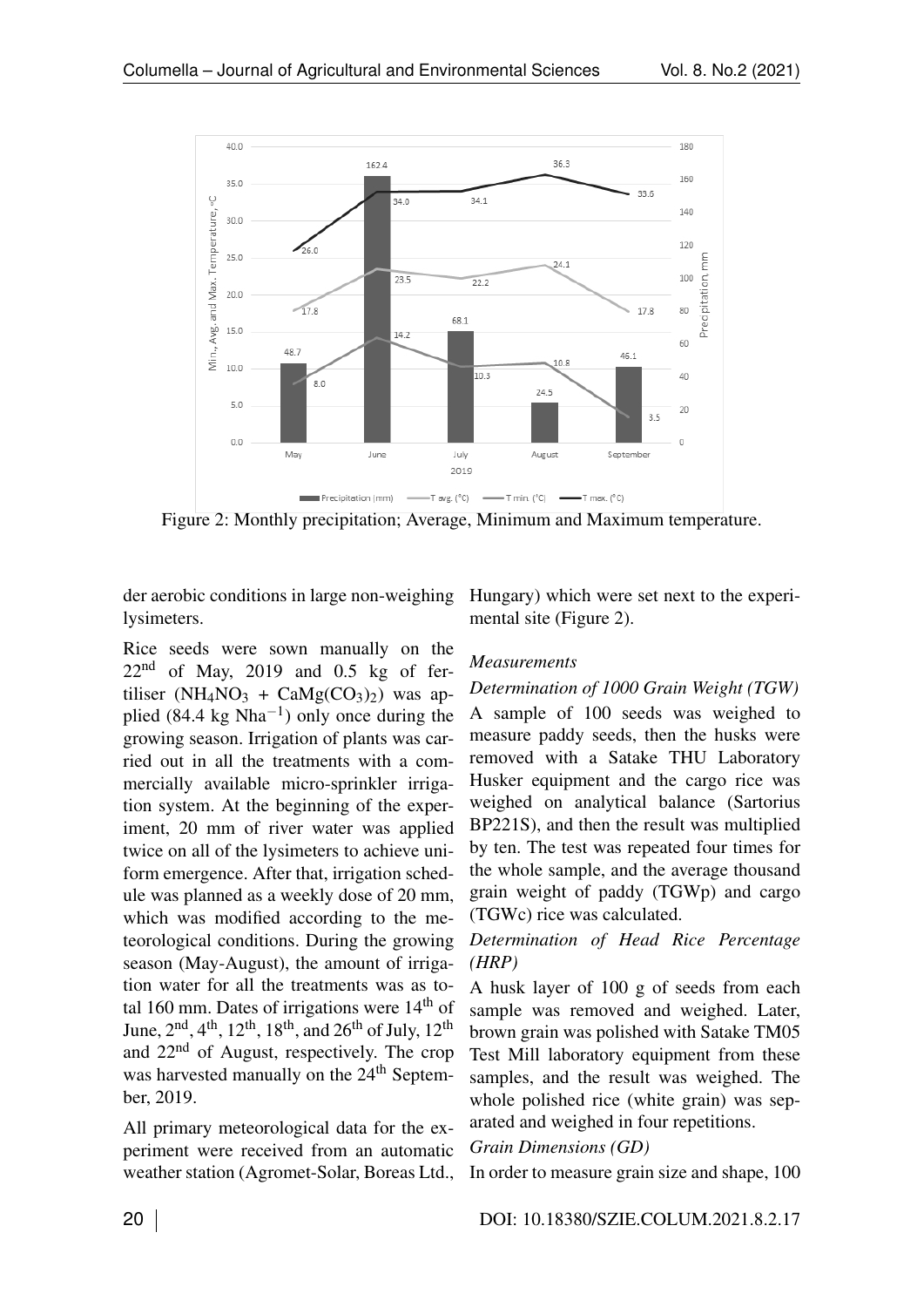Figure 2: Monthly precipitation; Average, Minimum and Maximum temperature.

der aerobic conditions in large non-weighing lysimeters.

Rice seeds were sown manually on the 22nd of May, 2019 and 0.5 kg of fertiliser ($NH_4NO_3$ + $CaMg(CO_3)_2$) was applied (84.4 kg $Nha^{-1}$) only once during the growing season. Irrigation of plants was carried out in all the treatments with a commercially available micro-sprinkler irrigation system. At the beginning of the experiment, 20 mm of river water was applied twice on all of the lysimeters to achieve uniform emergence. After that, irrigation schedule was planned as a weekly dose of 20 mm, which was modified according to the meteorological conditions. During the growing season (May-August), the amount of irrigation water for all the treatments was as total 160 mm. Dates of irrigations were 14th of June, 2nd, 4th, 12th, 18th, and 26th of July, 12th and 22nd of August, respectively. The crop was harvested manually on the 24th September, 2019.

All primary meteorological data for the experiment were received from an automatic weather station (Agromet-Solar, Boreas Ltd., Hungary) which were set next to the experimental site (Figure 2).

### *Measurements*

#### *Determination of 1000 Grain Weight (TGW)*

A sample of 100 seeds was weighed to measure paddy seeds, then the husks were removed with a Satake THU Laboratory Husker equipment and the cargo rice was weighed on analytical balance (Sartorius BP221S), and then the result was multiplied by ten. The test was repeated four times for the whole sample, and the average thousand grain weight of paddy (TGWp) and cargo (TGWc) rice was calculated.

#### *Determination of Head Rice Percentage (HRP)*

A husk layer of 100 g of seeds from each sample was removed and weighed. Later, brown grain was polished with Satake TM05 Test Mill laboratory equipment from these samples, and the result was weighed. The whole polished rice (white grain) was separated and weighed in four repetitions.

#### *Grain Dimensions (GD)*

In order to measure grain size and shape, 100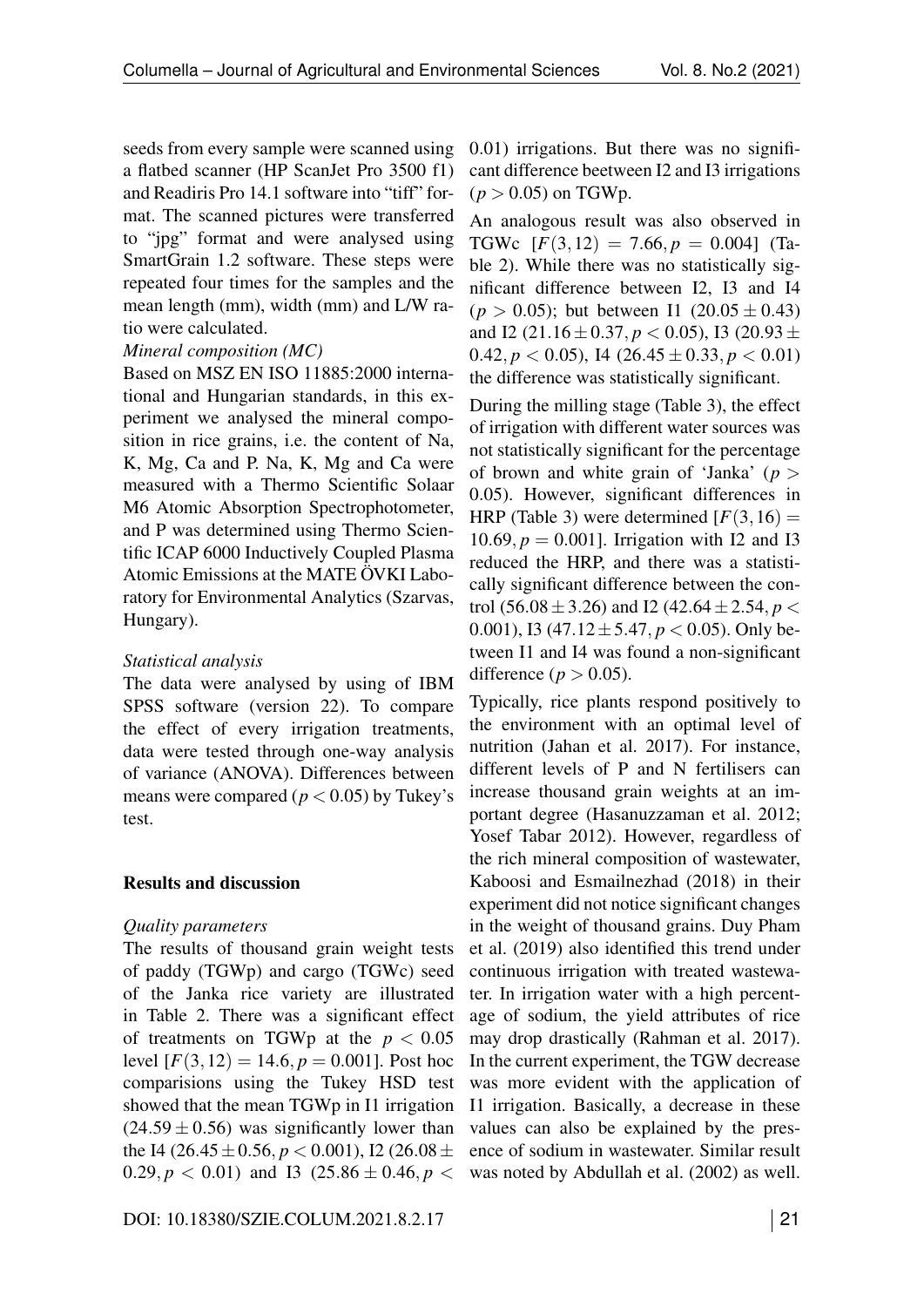seeds from every sample were scanned using a flatbed scanner (HP ScanJet Pro 3500 f1) and Readiris Pro 14.1 software into "tiff" format. The scanned pictures were transferred to "jpg" format and were analysed using SmartGrain 1.2 software. These steps were repeated four times for the samples and the mean length (mm), width (mm) and L/W ratio were calculated.

*Mineral composition (MC)*

Based on MSZ EN ISO 11885:2000 international and Hungarian standards, in this experiment we analysed the mineral composition in rice grains, i.e. the content of Na, K, Mg, Ca and P. Na, K, Mg and Ca were measured with a Thermo Scientific Solaar M6 Atomic Absorption Spectrophotometer, and P was determined using Thermo Scientific ICAP 6000 Inductively Coupled Plasma Atomic Emissions at the MATE ÖVKI Laboratory for Environmental Analytics (Szarvas, Hungary).

*Statistical analysis*

The data were analysed by using of IBM SPSS software (version 22). To compare the effect of every irrigation treatments, data were tested through one-way analysis of variance (ANOVA). Differences between means were compared ($p < 0.05$) by Tukey's test.

## Results and discussion

*Quality parameters*

The results of thousand grain weight tests of paddy (TGWp) and cargo (TGWc) seed of the Janka rice variety are illustrated in Table 2. There was a significant effect of treatments on TGWp at the $p < 0.05$ level [$F(3,12) = 14.6, p = 0.001$]. Post hoc comparisions using the Tukey HSD test showed that the mean TGWp in I1 irrigation ($24.59 \pm 0.56$) was significantly lower than the I4 ($26.45 \pm 0.56, p < 0.001$), I2 ($26.08 \pm 0.29, p < 0.01$) and I3 ($25.86 \pm 0.46, p < 0.01$) irrigations. But there was no significant difference beetween I2 and I3 irrigations ($p > 0.05$) on TGWp.

An analogous result was also observed in TGWc [$F(3,12) = 7.66, p = 0.004$] (Table 2). While there was no statistically significant difference between I2, I3 and I4 ($p > 0.05$); but between I1 ($20.05 \pm 0.43$) and I2 ($21.16 \pm 0.37, p < 0.05$), I3 ($20.93 \pm 0.42, p < 0.05$), I4 ($26.45 \pm 0.33, p < 0.01$) the difference was statistically significant.

During the milling stage (Table 3), the effect of irrigation with different water sources was not statistically significant for the percentage of brown and white grain of 'Janka' ($p > 0.05$). However, significant differences in HRP (Table 3) were determined [$F(3,16) = 10.69, p = 0.001$]. Irrigation with I2 and I3 reduced the HRP, and there was a statistically significant difference between the control ($56.08 \pm 3.26$) and I2 ($42.64 \pm 2.54, p < 0.001$), I3 ($47.12 \pm 5.47, p < 0.05$). Only between I1 and I4 was found a non-significant difference ($p > 0.05$).

Typically, rice plants respond positively to the environment with an optimal level of nutrition (Jahan et al. 2017). For instance, different levels of P and N fertilisers can increase thousand grain weights at an important degree (Hasanuzzaman et al. 2012; Yosef Tabar 2012). However, regardless of the rich mineral composition of wastewater, Kaboosi and Esmailnezhad (2018) in their experiment did not notice significant changes in the weight of thousand grains. Duy Pham et al. (2019) also identified this trend under continuous irrigation with treated wastewater. In irrigation water with a high percentage of sodium, the yield attributes of rice may drop drastically (Rahman et al. 2017). In the current experiment, the TGW decrease was more evident with the application of I1 irrigation. Basically, a decrease in these values can also be explained by the presence of sodium in wastewater. Similar result was noted by Abdullah et al. (2002) as well.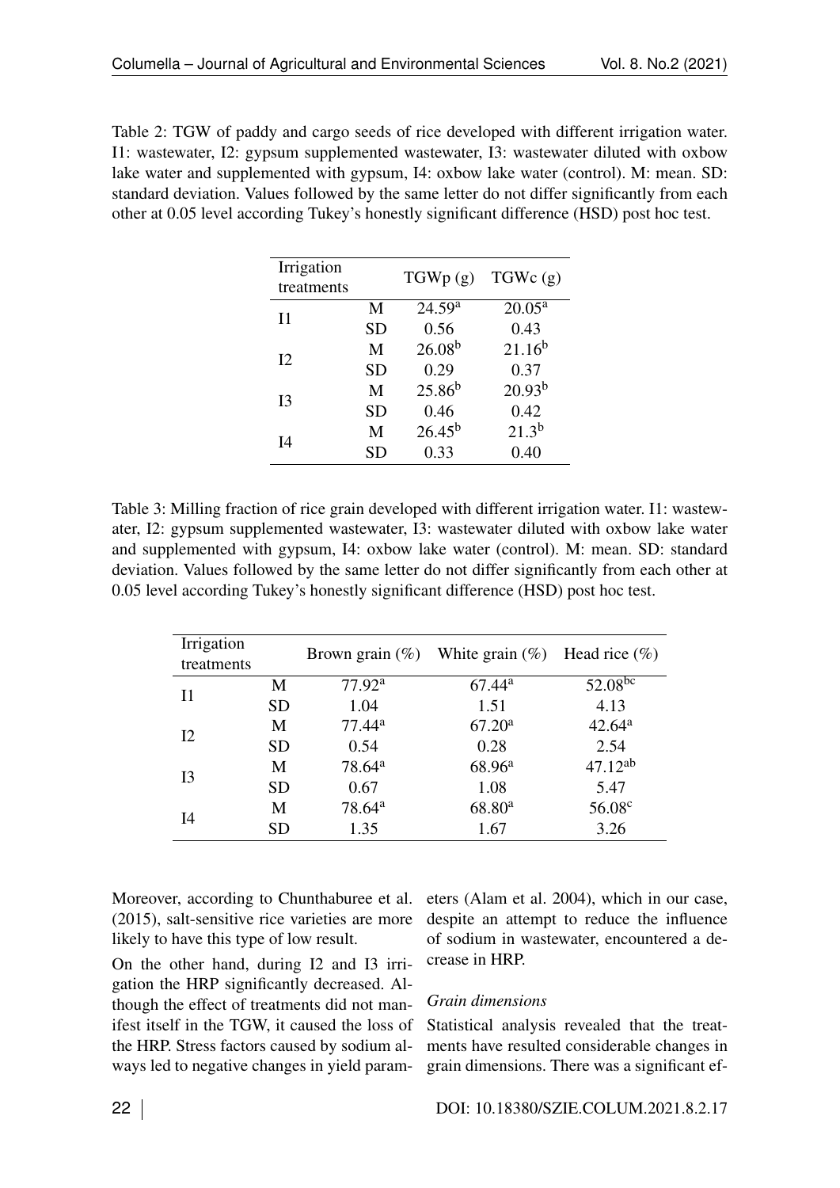Table 2: TGW of paddy and cargo seeds of rice developed with different irrigation water. I1: wastewater, I2: gypsum supplemented wastewater, I3: wastewater diluted with oxbow lake water and supplemented with gypsum, I4: oxbow lake water (control). M: mean. SD: standard deviation. Values followed by the same letter do not differ significantly from each other at 0.05 level according Tukey's honestly significant difference (HSD) post hoc test.

| Irrigation treatments | | TGWp (g) | TGWc (g) |
|---|---|---|---|
| I1 | M | 24.59[a] | 20.05[a] |
| | SD | 0.56 | 0.43 |
| I2 | M | 26.08[b] | 21.16[b] |
| | SD | 0.29 | 0.37 |
| I3 | M | 25.86[b] | 20.93[b] |
| | SD | 0.46 | 0.42 |
| I4 | M | 26.45[b] | 21.3[b] |
| | SD | 0.33 | 0.40 |

Table 3: Milling fraction of rice grain developed with different irrigation water. I1: wastewater, I2: gypsum supplemented wastewater, I3: wastewater diluted with oxbow lake water and supplemented with gypsum, I4: oxbow lake water (control). M: mean. SD: standard deviation. Values followed by the same letter do not differ significantly from each other at 0.05 level according Tukey's honestly significant difference (HSD) post hoc test.

| Irrigation treatments | | Brown grain (%) | White grain (%) | Head rice (%) |
|---|---|---|---|---|
| I1 | M | 77.92[a] | 67.44[a] | 52.08[bc] |
| | SD | 1.04 | 1.51 | 4.13 |
| I2 | M | 77.44[a] | 67.20[a] | 42.64[a] |
| | SD | 0.54 | 0.28 | 2.54 |
| I3 | M | 78.64[a] | 68.96[a] | 47.12[ab] |
| | SD | 0.67 | 1.08 | 5.47 |
| I4 | M | 78.64[a] | 68.80[a] | 56.08[c] |
| | SD | 1.35 | 1.67 | 3.26 |

Moreover, according to Chunthaburee et al. (2015), salt-sensitive rice varieties are more likely to have this type of low result.

On the other hand, during I2 and I3 irrigation the HRP significantly decreased. Although the effect of treatments did not manifest itself in the TGW, it caused the loss of the HRP. Stress factors caused by sodium always led to negative changes in yield parameters (Alam et al. 2004), which in our case, despite an attempt to reduce the influence of sodium in wastewater, encountered a decrease in HRP.

*Grain dimensions*

Statistical analysis revealed that the treatments have resulted considerable changes in grain dimensions. There was a significant ef-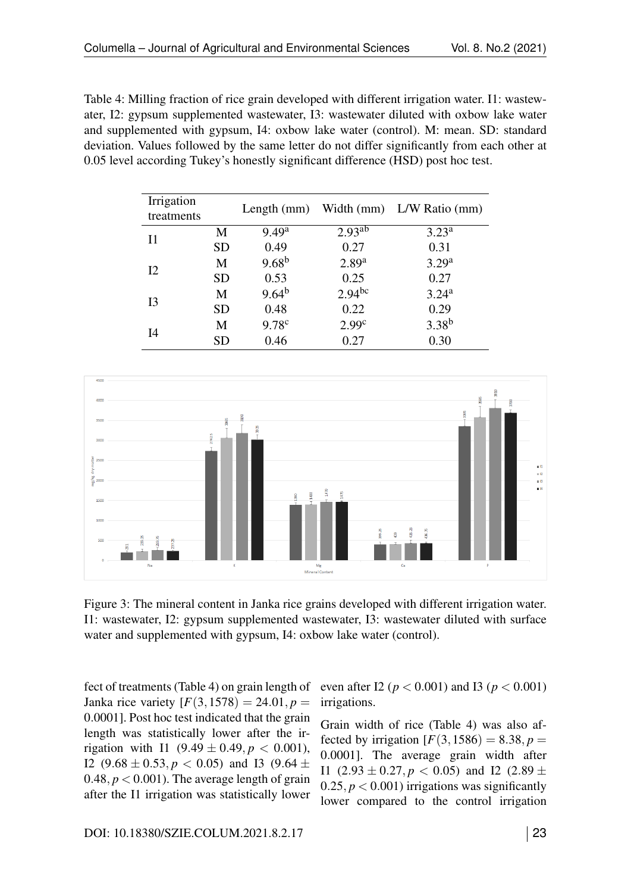Table 4: Milling fraction of rice grain developed with different irrigation water. I1: wastewater, I2: gypsum supplemented wastewater, I3: wastewater diluted with oxbow lake water and supplemented with gypsum, I4: oxbow lake water (control). M: mean. SD: standard deviation. Values followed by the same letter do not differ significantly from each other at 0.05 level according Tukey's honestly significant difference (HSD) post hoc test.

| Irrigation treatments | | Length (mm) | Width (mm) | L/W Ratio (mm) |
|---|---|---|---|---|
| I1 | M | $9.49^{a}$ | $2.93^{ab}$ | $3.23^{a}$ |
| | SD | 0.49 | 0.27 | 0.31 |
| I2 | M | $9.68^{b}$ | $2.89^{a}$ | $3.29^{a}$ |
| | SD | 0.53 | 0.25 | 0.27 |
| I3 | M | $9.64^{b}$ | $2.94^{bc}$ | $3.24^{a}$ |
| | SD | 0.48 | 0.22 | 0.29 |
| I4 | M | $9.78^{c}$ | $2.99^{c}$ | $3.38^{b}$ |
| | SD | 0.46 | 0.27 | 0.30 |

Figure 3: The mineral content in Janka rice grains developed with different irrigation water. I1: wastewater, I2: gypsum supplemented wastewater, I3: wastewater diluted with surface water and supplemented with gypsum, I4: oxbow lake water (control).

fect of treatments (Table 4) on grain length of Janka rice variety $[F(3,1578) = 24.01, p = 0.0001]$. Post hoc test indicated that the grain length was statistically lower after the irrigation with I1 $(9.49 \pm 0.49, p < 0.001)$, I2 $(9.68 \pm 0.53, p < 0.05)$ and I3 $(9.64 \pm 0.48, p < 0.001)$. The average length of grain after the I1 irrigation was statistically lower even after I2 $(p < 0.001)$ and I3 $(p < 0.001)$ irrigations.

Grain width of rice (Table 4) was also affected by irrigation $[F(3,1586) = 8.38, p = 0.0001]$. The average grain width after I1 $(2.93 \pm 0.27, p < 0.05)$ and I2 $(2.89 \pm 0.25, p < 0.001)$ irrigations was significantly lower compared to the control irrigation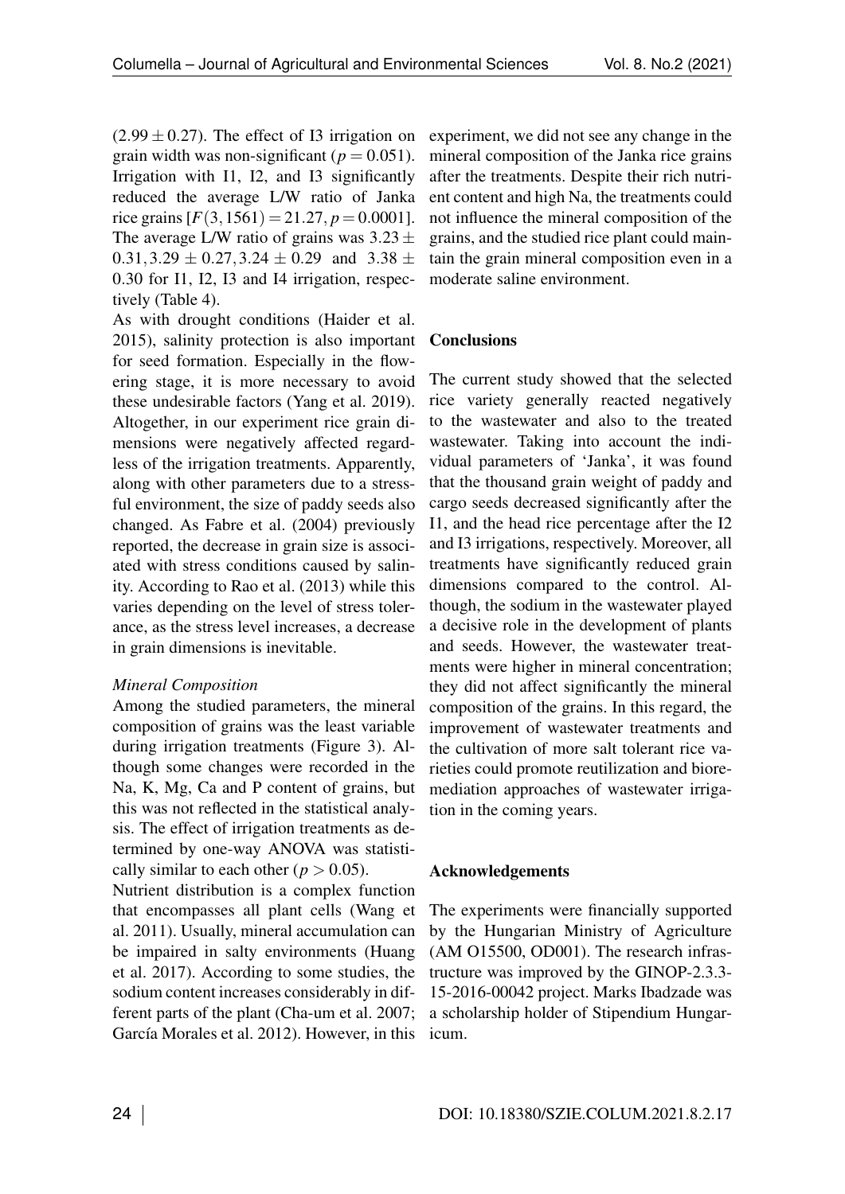$(2.99 \pm 0.27)$. The effect of I3 irrigation on grain width was non-significant ($p = 0.051$). Irrigation with I1, I2, and I3 significantly reduced the average L/W ratio of Janka rice grains [$F(3, 1561) = 21.27, p = 0.0001$]. The average L/W ratio of grains was $3.23 \pm 0.31, 3.29 \pm 0.27, 3.24 \pm 0.29$ and $3.38 \pm 0.30$ for I1, I2, I3 and I4 irrigation, respectively (Table 4).

As with drought conditions (Haider et al. 2015), salinity protection is also important for seed formation. Especially in the flowering stage, it is more necessary to avoid these undesirable factors (Yang et al. 2019). Altogether, in our experiment rice grain dimensions were negatively affected regardless of the irrigation treatments. Apparently, along with other parameters due to a stressful environment, the size of paddy seeds also changed. As Fabre et al. (2004) previously reported, the decrease in grain size is associated with stress conditions caused by salinity. According to Rao et al. (2013) while this varies depending on the level of stress tolerance, as the stress level increases, a decrease in grain dimensions is inevitable.

*Mineral Composition*

Among the studied parameters, the mineral composition of grains was the least variable during irrigation treatments (Figure 3). Although some changes were recorded in the Na, K, Mg, Ca and P content of grains, but this was not reflected in the statistical analysis. The effect of irrigation treatments as determined by one-way ANOVA was statistically similar to each other ($p > 0.05$).

Nutrient distribution is a complex function that encompasses all plant cells (Wang et al. 2011). Usually, mineral accumulation can be impaired in salty environments (Huang et al. 2017). According to some studies, the sodium content increases considerably in different parts of the plant (Cha-um et al. 2007; García Morales et al. 2012). However, in this experiment, we did not see any change in the mineral composition of the Janka rice grains after the treatments. Despite their rich nutrient content and high Na, the treatments could not influence the mineral composition of the grains, and the studied rice plant could maintain the grain mineral composition even in a moderate saline environment.

**Conclusions**

The current study showed that the selected rice variety generally reacted negatively to the wastewater and also to the treated wastewater. Taking into account the individual parameters of 'Janka', it was found that the thousand grain weight of paddy and cargo seeds decreased significantly after the I1, and the head rice percentage after the I2 and I3 irrigations, respectively. Moreover, all treatments have significantly reduced grain dimensions compared to the control. Although, the sodium in the wastewater played a decisive role in the development of plants and seeds. However, the wastewater treatments were higher in mineral concentration; they did not affect significantly the mineral composition of the grains. In this regard, the improvement of wastewater treatments and the cultivation of more salt tolerant rice varieties could promote reutilization and bioremediation approaches of wastewater irrigation in the coming years.

**Acknowledgements**

The experiments were financially supported by the Hungarian Ministry of Agriculture (AM O15500, OD001). The research infrastructure was improved by the GINOP-2.3.3-15-2016-00042 project. Marks Ibadzade was a scholarship holder of Stipendium Hungaricum.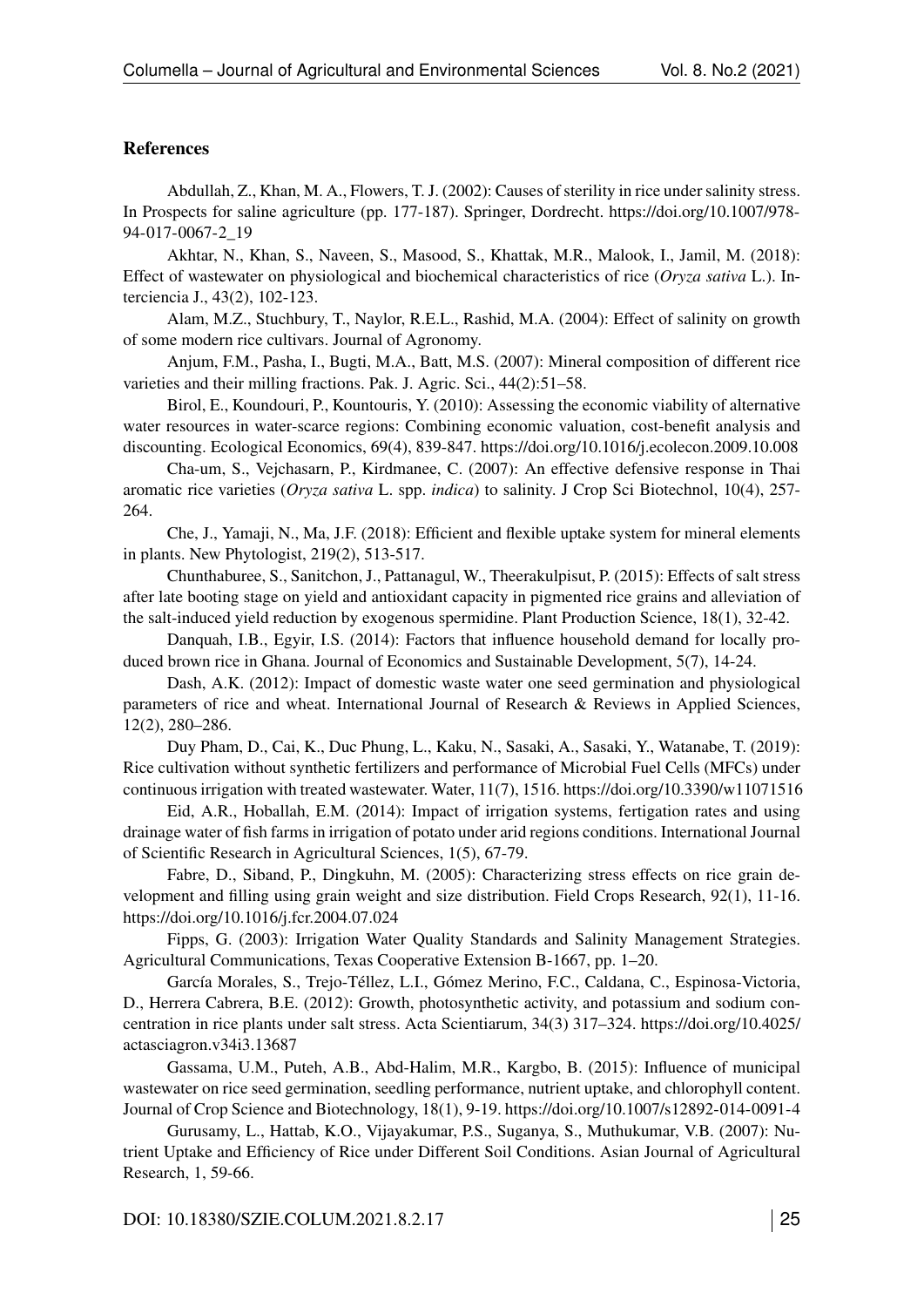## References

Abdullah, Z., Khan, M. A., Flowers, T. J. (2002): Causes of sterility in rice under salinity stress. In Prospects for saline agriculture (pp. 177-187). Springer, Dordrecht. https://doi.org/10.1007/978-94-017-0067-2_19

Akhtar, N., Khan, S., Naveen, S., Masood, S., Khattak, M.R., Malook, I., Jamil, M. (2018): Effect of wastewater on physiological and biochemical characteristics of rice (*Oryza sativa* L.). Interciencia J., 43(2), 102-123.

Alam, M.Z., Stuchbury, T., Naylor, R.E.L., Rashid, M.A. (2004): Effect of salinity on growth of some modern rice cultivars. Journal of Agronomy.

Anjum, F.M., Pasha, I., Bugti, M.A., Batt, M.S. (2007): Mineral composition of different rice varieties and their milling fractions. Pak. J. Agric. Sci., 44(2):51–58.

Birol, E., Koundouri, P., Kountouris, Y. (2010): Assessing the economic viability of alternative water resources in water-scarce regions: Combining economic valuation, cost-benefit analysis and discounting. Ecological Economics, 69(4), 839-847. https://doi.org/10.1016/j.ecolecon.2009.10.008

Cha-um, S., Vejchasarn, P., Kirdmanee, C. (2007): An effective defensive response in Thai aromatic rice varieties (*Oryza sativa* L. spp. *indica*) to salinity. J Crop Sci Biotechnol, 10(4), 257-264.

Che, J., Yamaji, N., Ma, J.F. (2018): Efficient and flexible uptake system for mineral elements in plants. New Phytologist, 219(2), 513-517.

Chunthaburee, S., Sanitchon, J., Pattanagul, W., Theerakulpisut, P. (2015): Effects of salt stress after late booting stage on yield and antioxidant capacity in pigmented rice grains and alleviation of the salt-induced yield reduction by exogenous spermidine. Plant Production Science, 18(1), 32-42.

Danquah, I.B., Egyir, I.S. (2014): Factors that influence household demand for locally produced brown rice in Ghana. Journal of Economics and Sustainable Development, 5(7), 14-24.

Dash, A.K. (2012): Impact of domestic waste water one seed germination and physiological parameters of rice and wheat. International Journal of Research & Reviews in Applied Sciences, 12(2), 280–286.

Duy Pham, D., Cai, K., Duc Phung, L., Kaku, N., Sasaki, A., Sasaki, Y., Watanabe, T. (2019): Rice cultivation without synthetic fertilizers and performance of Microbial Fuel Cells (MFCs) under continuous irrigation with treated wastewater. Water, 11(7), 1516. https://doi.org/10.3390/w11071516

Eid, A.R., Hoballah, E.M. (2014): Impact of irrigation systems, fertigation rates and using drainage water of fish farms in irrigation of potato under arid regions conditions. International Journal of Scientific Research in Agricultural Sciences, 1(5), 67-79.

Fabre, D., Siband, P., Dingkuhn, M. (2005): Characterizing stress effects on rice grain development and filling using grain weight and size distribution. Field Crops Research, 92(1), 11-16. https://doi.org/10.1016/j.fcr.2004.07.024

Fipps, G. (2003): Irrigation Water Quality Standards and Salinity Management Strategies. Agricultural Communications, Texas Cooperative Extension B-1667, pp. 1–20.

García Morales, S., Trejo-Téllez, L.I., Gómez Merino, F.C., Caldana, C., Espinosa-Victoria, D., Herrera Cabrera, B.E. (2012): Growth, photosynthetic activity, and potassium and sodium concentration in rice plants under salt stress. Acta Scientiarum, 34(3) 317–324. https://doi.org/10.4025/actasciagron.v34i3.13687

Gassama, U.M., Puteh, A.B., Abd-Halim, M.R., Kargbo, B. (2015): Influence of municipal wastewater on rice seed germination, seedling performance, nutrient uptake, and chlorophyll content. Journal of Crop Science and Biotechnology, 18(1), 9-19. https://doi.org/10.1007/s12892-014-0091-4

Gurusamy, L., Hattab, K.O., Vijayakumar, P.S., Suganya, S., Muthukumar, V.B. (2007): Nutrient Uptake and Efficiency of Rice under Different Soil Conditions. Asian Journal of Agricultural Research, 1, 59-66.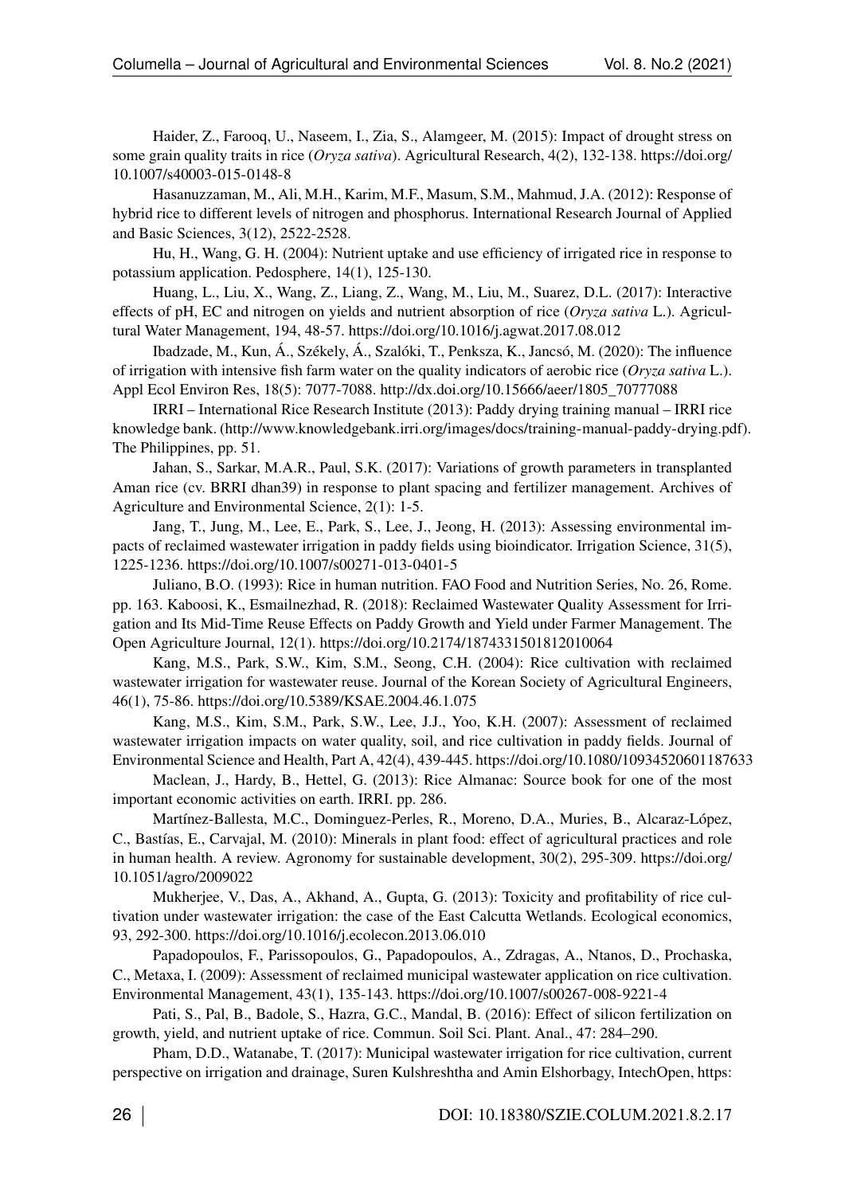Haider, Z., Farooq, U., Naseem, I., Zia, S., Alamgeer, M. (2015): Impact of drought stress on some grain quality traits in rice (*Oryza sativa*). Agricultural Research, 4(2), 132-138. https://doi.org/10.1007/s40003-015-0148-8

Hasanuzzaman, M., Ali, M.H., Karim, M.F., Masum, S.M., Mahmud, J.A. (2012): Response of hybrid rice to different levels of nitrogen and phosphorus. International Research Journal of Applied and Basic Sciences, 3(12), 2522-2528.

Hu, H., Wang, G. H. (2004): Nutrient uptake and use efficiency of irrigated rice in response to potassium application. Pedosphere, 14(1), 125-130.

Huang, L., Liu, X., Wang, Z., Liang, Z., Wang, M., Liu, M., Suarez, D.L. (2017): Interactive effects of pH, EC and nitrogen on yields and nutrient absorption of rice (*Oryza sativa* L.). Agricultural Water Management, 194, 48-57. https://doi.org/10.1016/j.agwat.2017.08.012

Ibadzade, M., Kun, Á., Székely, Á., Szalóki, T., Penksza, K., Jancsó, M. (2020): The influence of irrigation with intensive fish farm water on the quality indicators of aerobic rice (*Oryza sativa* L.). Appl Ecol Environ Res, 18(5): 7077-7088. http://dx.doi.org/10.15666/aeer/1805_70777088

IRRI – International Rice Research Institute (2013): Paddy drying training manual – IRRI rice knowledge bank. (http://www.knowledgebank.irri.org/images/docs/training-manual-paddy-drying.pdf). The Philippines, pp. 51.

Jahan, S., Sarkar, M.A.R., Paul, S.K. (2017): Variations of growth parameters in transplanted Aman rice (cv. BRRI dhan39) in response to plant spacing and fertilizer management. Archives of Agriculture and Environmental Science, 2(1): 1-5.

Jang, T., Jung, M., Lee, E., Park, S., Lee, J., Jeong, H. (2013): Assessing environmental impacts of reclaimed wastewater irrigation in paddy fields using bioindicator. Irrigation Science, 31(5), 1225-1236. https://doi.org/10.1007/s00271-013-0401-5

Juliano, B.O. (1993): Rice in human nutrition. FAO Food and Nutrition Series, No. 26, Rome. pp. 163. Kaboosi, K., Esmailnezhad, R. (2018): Reclaimed Wastewater Quality Assessment for Irrigation and Its Mid-Time Reuse Effects on Paddy Growth and Yield under Farmer Management. The Open Agriculture Journal, 12(1). https://doi.org/10.2174/1874331501812010064

Kang, M.S., Park, S.W., Kim, S.M., Seong, C.H. (2004): Rice cultivation with reclaimed wastewater irrigation for wastewater reuse. Journal of the Korean Society of Agricultural Engineers, 46(1), 75-86. https://doi.org/10.5389/KSAE.2004.46.1.075

Kang, M.S., Kim, S.M., Park, S.W., Lee, J.J., Yoo, K.H. (2007): Assessment of reclaimed wastewater irrigation impacts on water quality, soil, and rice cultivation in paddy fields. Journal of Environmental Science and Health, Part A, 42(4), 439-445. https://doi.org/10.1080/10934520601187633

Maclean, J., Hardy, B., Hettel, G. (2013): Rice Almanac: Source book for one of the most important economic activities on earth. IRRI. pp. 286.

Martínez-Ballesta, M.C., Dominguez-Perles, R., Moreno, D.A., Muries, B., Alcaraz-López, C., Bastías, E., Carvajal, M. (2010): Minerals in plant food: effect of agricultural practices and role in human health. A review. Agronomy for sustainable development, 30(2), 295-309. https://doi.org/10.1051/agro/2009022

Mukherjee, V., Das, A., Akhand, A., Gupta, G. (2013): Toxicity and profitability of rice cultivation under wastewater irrigation: the case of the East Calcutta Wetlands. Ecological economics, 93, 292-300. https://doi.org/10.1016/j.ecolecon.2013.06.010

Papadopoulos, F., Parissopoulos, G., Papadopoulos, A., Zdragas, A., Ntanos, D., Prochaska, C., Metaxa, I. (2009): Assessment of reclaimed municipal wastewater application on rice cultivation. Environmental Management, 43(1), 135-143. https://doi.org/10.1007/s00267-008-9221-4

Pati, S., Pal, B., Badole, S., Hazra, G.C., Mandal, B. (2016): Effect of silicon fertilization on growth, yield, and nutrient uptake of rice. Commun. Soil Sci. Plant. Anal., 47: 284–290.

Pham, D.D., Watanabe, T. (2017): Municipal wastewater irrigation for rice cultivation, current perspective on irrigation and drainage, Suren Kulshreshtha and Amin Elshorbagy, IntechOpen, https: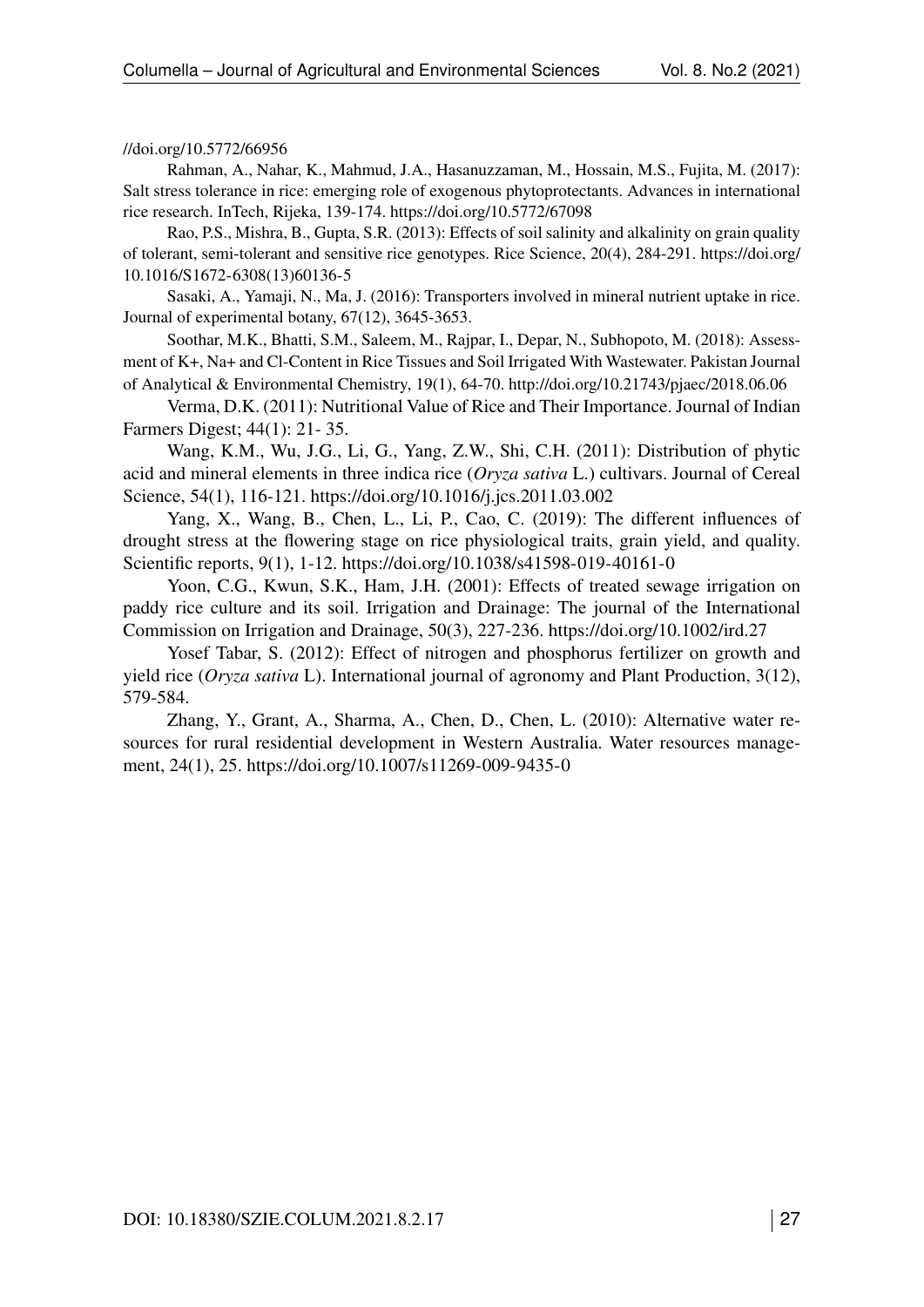//doi.org/10.5772/66956

Rahman, A., Nahar, K., Mahmud, J.A., Hasanuzzaman, M., Hossain, M.S., Fujita, M. (2017): Salt stress tolerance in rice: emerging role of exogenous phytoprotectants. Advances in international rice research. InTech, Rijeka, 139-174. https://doi.org/10.5772/67098

Rao, P.S., Mishra, B., Gupta, S.R. (2013): Effects of soil salinity and alkalinity on grain quality of tolerant, semi-tolerant and sensitive rice genotypes. Rice Science, 20(4), 284-291. https://doi.org/10.1016/S1672-6308(13)60136-5

Sasaki, A., Yamaji, N., Ma, J. (2016): Transporters involved in mineral nutrient uptake in rice. Journal of experimental botany, 67(12), 3645-3653.

Soothar, M.K., Bhatti, S.M., Saleem, M., Rajpar, I., Depar, N., Subhopoto, M. (2018): Assessment of K+, Na+ and Cl-Content in Rice Tissues and Soil Irrigated With Wastewater. Pakistan Journal of Analytical & Environmental Chemistry, 19(1), 64-70. http://doi.org/10.21743/pjaec/2018.06.06

Verma, D.K. (2011): Nutritional Value of Rice and Their Importance. Journal of Indian Farmers Digest; 44(1): 21- 35.

Wang, K.M., Wu, J.G., Li, G., Yang, Z.W., Shi, C.H. (2011): Distribution of phytic acid and mineral elements in three indica rice (*Oryza sativa* L.) cultivars. Journal of Cereal Science, 54(1), 116-121. https://doi.org/10.1016/j.jcs.2011.03.002

Yang, X., Wang, B., Chen, L., Li, P., Cao, C. (2019): The different influences of drought stress at the flowering stage on rice physiological traits, grain yield, and quality. Scientific reports, 9(1), 1-12. https://doi.org/10.1038/s41598-019-40161-0

Yoon, C.G., Kwun, S.K., Ham, J.H. (2001): Effects of treated sewage irrigation on paddy rice culture and its soil. Irrigation and Drainage: The journal of the International Commission on Irrigation and Drainage, 50(3), 227-236. https://doi.org/10.1002/ird.27

Yosef Tabar, S. (2012): Effect of nitrogen and phosphorus fertilizer on growth and yield rice (*Oryza sativa* L). International journal of agronomy and Plant Production, 3(12), 579-584.

Zhang, Y., Grant, A., Sharma, A., Chen, D., Chen, L. (2010): Alternative water resources for rural residential development in Western Australia. Water resources management, 24(1), 25. https://doi.org/10.1007/s11269-009-9435-0